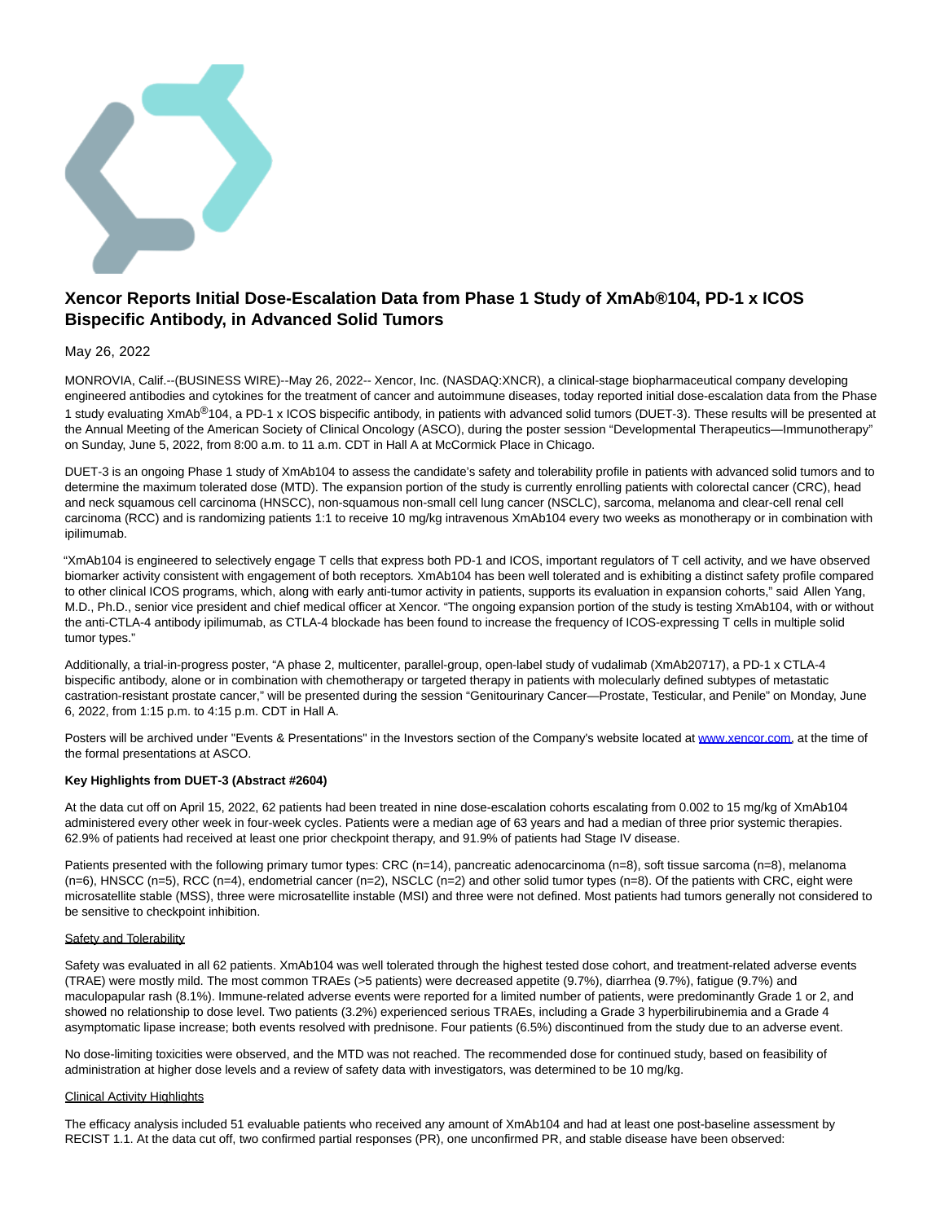# Xencor Reports Initial Dose-Escalation Data from Phase 1 Study of XmAb®104, PD-1 x ICOS Bispecific Antibody, in Advanced Solid Tumors

May 26, 2022

MONROVIA, Calif.--(BUSINESS WIRE)--May 26, 2022-- Xencor, Inc. (NASDAQ:XNCR), a clinical-stage biopharmaceutical company developing engineered antibodies and cytokines for the treatment of cancer and autoimmune diseases, today reported initial dose-escalation data from the Phase 1 study evaluating XmAb®104, a PD-1 x ICOS bispecific antibody, in patients with advanced solid tumors (DUET-3). These results will be presented at the Annual Meeting of the American Society of Clinical Oncology (ASCO), during the poster session "Developmental Therapeutics—Immunotherapy" on Sunday, June 5, 2022, from 8:00 a.m. to 11 a.m. CDT in Hall A at McCormick Place in Chicago.

DUET-3 is an ongoing Phase 1 study of XmAb104 to assess the candidate's safety and tolerability profile in patients with advanced solid tumors and to determine the maximum tolerated dose (MTD). The expansion portion of the study is currently enrolling patients with colorectal cancer (CRC), head and neck squamous cell carcinoma (HNSCC), non-squamous non-small cell lung cancer (NSCLC), sarcoma, melanoma and clear-cell renal cell carcinoma (RCC) and is randomizing patients 1:1 to receive 10 mg/kg intravenous XmAb104 every two weeks as monotherapy or in combination with ipilimumab.

"XmAb104 is engineered to selectively engage T cells that express both PD-1 and ICOS, important regulators of T cell activity, and we have observed biomarker activity consistent with engagement of both receptors. XmAb104 has been well tolerated and is exhibiting a distinct safety profile compared to other clinical ICOS programs, which, along with early anti-tumor activity in patients, supports its evaluation in expansion cohorts," said Allen Yang, M.D., Ph.D., senior vice president and chief medical officer at Xencor. "The ongoing expansion portion of the study is testing XmAb104, with or without the anti-CTLA-4 antibody ipilimumab, as CTLA-4 blockade has been found to increase the frequency of ICOS-expressing T cells in multiple solid tumor types."

Additionally, a trial-in-progress poster, "A phase 2, multicenter, parallel-group, open-label study of vudalimab (XmAb20717), a PD-1 x CTLA-4 bispecific antibody, alone or in combination with chemotherapy or targeted therapy in patients with molecularly defined subtypes of metastatic castration-resistant prostate cancer," will be presented during the session "Genitourinary Cancer—Prostate, Testicular, and Penile" on Monday, June 6, 2022, from 1:15 p.m. to 4:15 p.m. CDT in Hall A.

Posters will be archived under "Events & Presentations" in the Investors section of the Company's website located at www.xencor.com, at the time of the formal presentations at ASCO.

**Key Highlights from DUET-3 (Abstract #2604)**

At the data cut off on April 15, 2022, 62 patients had been treated in nine dose-escalation cohorts escalating from 0.002 to 15 mg/kg of XmAb104 administered every other week in four-week cycles. Patients were a median age of 63 years and had a median of three prior systemic therapies. 62.9% of patients had received at least one prior checkpoint therapy, and 91.9% of patients had Stage IV disease.

Patients presented with the following primary tumor types: CRC (n=14), pancreatic adenocarcinoma (n=8), soft tissue sarcoma (n=8), melanoma (n=6), HNSCC (n=5), RCC (n=4), endometrial cancer (n=2), NSCLC (n=2) and other solid tumor types (n=8). Of the patients with CRC, eight were microsatellite stable (MSS), three were microsatellite instable (MSI) and three were not defined. Most patients had tumors generally not considered to be sensitive to checkpoint inhibition.

Safety and Tolerability

Safety was evaluated in all 62 patients. XmAb104 was well tolerated through the highest tested dose cohort, and treatment-related adverse events (TRAE) were mostly mild. The most common TRAEs (>5 patients) were decreased appetite (9.7%), diarrhea (9.7%), fatigue (9.7%) and maculopapular rash (8.1%). Immune-related adverse events were reported for a limited number of patients, were predominantly Grade 1 or 2, and showed no relationship to dose level. Two patients (3.2%) experienced serious TRAEs, including a Grade 3 hyperbilirubinemia and a Grade 4 asymptomatic lipase increase; both events resolved with prednisone. Four patients (6.5%) discontinued from the study due to an adverse event.

No dose-limiting toxicities were observed, and the MTD was not reached. The recommended dose for continued study, based on feasibility of administration at higher dose levels and a review of safety data with investigators, was determined to be 10 mg/kg.

Clinical Activity Highlights

The efficacy analysis included 51 evaluable patients who received any amount of XmAb104 and had at least one post-baseline assessment by RECIST 1.1. At the data cut off, two confirmed partial responses (PR), one unconfirmed PR, and stable disease have been observed: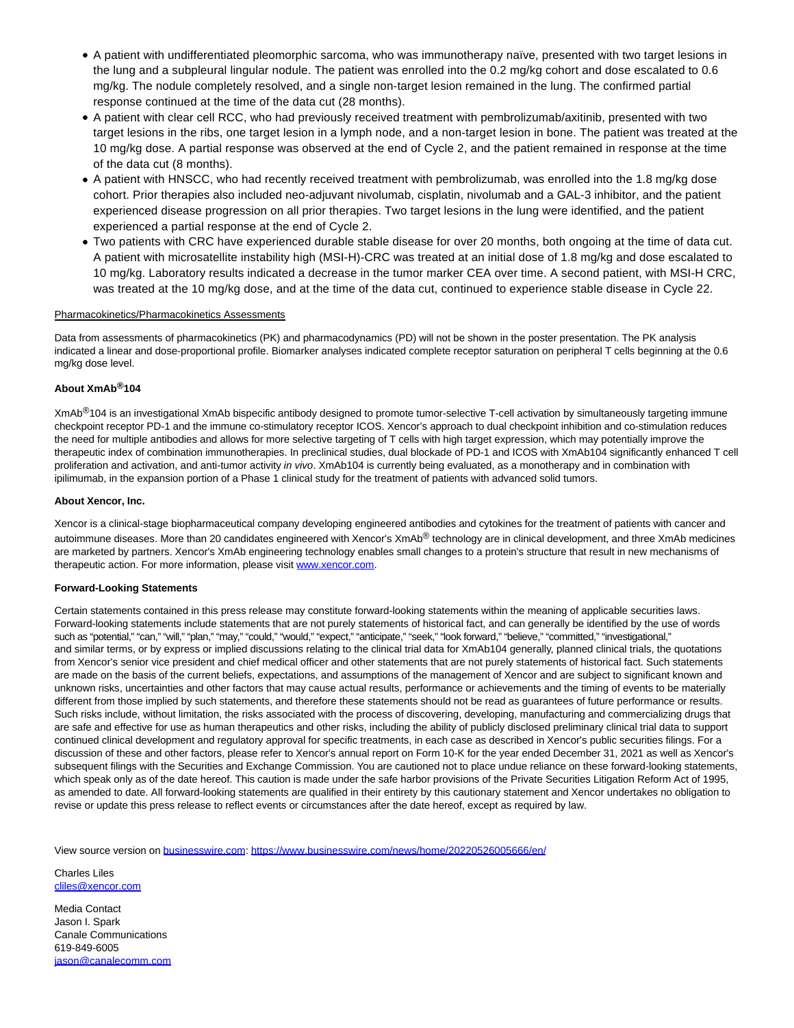- A patient with undifferentiated pleomorphic sarcoma, who was immunotherapy naïve, presented with two target lesions in the lung and a subpleural lingular nodule. The patient was enrolled into the 0.2 mg/kg cohort and dose escalated to 0.6 mg/kg. The nodule completely resolved, and a single non-target lesion remained in the lung. The confirmed partial response continued at the time of the data cut (28 months).
- A patient with clear cell RCC, who had previously received treatment with pembrolizumab/axitinib, presented with two target lesions in the ribs, one target lesion in a lymph node, and a non-target lesion in bone. The patient was treated at the 10 mg/kg dose. A partial response was observed at the end of Cycle 2, and the patient remained in response at the time of the data cut (8 months).
- A patient with HNSCC, who had recently received treatment with pembrolizumab, was enrolled into the 1.8 mg/kg dose cohort. Prior therapies also included neo-adjuvant nivolumab, cisplatin, nivolumab and a GAL-3 inhibitor, and the patient experienced disease progression on all prior therapies. Two target lesions in the lung were identified, and the patient experienced a partial response at the end of Cycle 2.
- Two patients with CRC have experienced durable stable disease for over 20 months, both ongoing at the time of data cut. A patient with microsatellite instability high (MSI-H)-CRC was treated at an initial dose of 1.8 mg/kg and dose escalated to 10 mg/kg. Laboratory results indicated a decrease in the tumor marker CEA over time. A second patient, with MSI-H CRC, was treated at the 10 mg/kg dose, and at the time of the data cut, continued to experience stable disease in Cycle 22.

Pharmacokinetics/Pharmacokinetics Assessments

Data from assessments of pharmacokinetics (PK) and pharmacodynamics (PD) will not be shown in the poster presentation. The PK analysis indicated a linear and dose-proportional profile. Biomarker analyses indicated complete receptor saturation on peripheral T cells beginning at the 0.6 mg/kg dose level.

**About XmAb®104**

XmAb®104 is an investigational XmAb bispecific antibody designed to promote tumor-selective T-cell activation by simultaneously targeting immune checkpoint receptor PD-1 and the immune co-stimulatory receptor ICOS. Xencor's approach to dual checkpoint inhibition and co-stimulation reduces the need for multiple antibodies and allows for more selective targeting of T cells with high target expression, which may potentially improve the therapeutic index of combination immunotherapies. In preclinical studies, dual blockade of PD-1 and ICOS with XmAb104 significantly enhanced T cell proliferation and activation, and anti-tumor activity *in vivo*. XmAb104 is currently being evaluated, as a monotherapy and in combination with ipilimumab, in the expansion portion of a Phase 1 clinical study for the treatment of patients with advanced solid tumors.

**About Xencor, Inc.**

Xencor is a clinical-stage biopharmaceutical company developing engineered antibodies and cytokines for the treatment of patients with cancer and autoimmune diseases. More than 20 candidates engineered with Xencor's XmAb® technology are in clinical development, and three XmAb medicines are marketed by partners. Xencor's XmAb engineering technology enables small changes to a protein's structure that result in new mechanisms of therapeutic action. For more information, please visit www.xencor.com.

**Forward-Looking Statements**

Certain statements contained in this press release may constitute forward-looking statements within the meaning of applicable securities laws. Forward-looking statements include statements that are not purely statements of historical fact, and can generally be identified by the use of words such as "potential," "can," "will," "plan," "may," "could," "would," "expect," "anticipate," "seek," "look forward," "believe," "committed," "investigational," and similar terms, or by express or implied discussions relating to the clinical trial data for XmAb104 generally, planned clinical trials, the quotations from Xencor's senior vice president and chief medical officer and other statements that are not purely statements of historical fact. Such statements are made on the basis of the current beliefs, expectations, and assumptions of the management of Xencor and are subject to significant known and unknown risks, uncertainties and other factors that may cause actual results, performance or achievements and the timing of events to be materially different from those implied by such statements, and therefore these statements should not be read as guarantees of future performance or results. Such risks include, without limitation, the risks associated with the process of discovering, developing, manufacturing and commercializing drugs that are safe and effective for use as human therapeutics and other risks, including the ability of publicly disclosed preliminary clinical trial data to support continued clinical development and regulatory approval for specific treatments, in each case as described in Xencor's public securities filings. For a discussion of these and other factors, please refer to Xencor's annual report on Form 10-K for the year ended December 31, 2021 as well as Xencor's subsequent filings with the Securities and Exchange Commission. You are cautioned not to place undue reliance on these forward-looking statements, which speak only as of the date hereof. This caution is made under the safe harbor provisions of the Private Securities Litigation Reform Act of 1995, as amended to date. All forward-looking statements are qualified in their entirety by this cautionary statement and Xencor undertakes no obligation to revise or update this press release to reflect events or circumstances after the date hereof, except as required by law.

View source version on businesswire.com: https://www.businesswire.com/news/home/20220526005666/en/

Charles Liles
cliles@xencor.com

Media Contact
Jason I. Spark
Canale Communications
619-849-6005
jason@canalecomm.com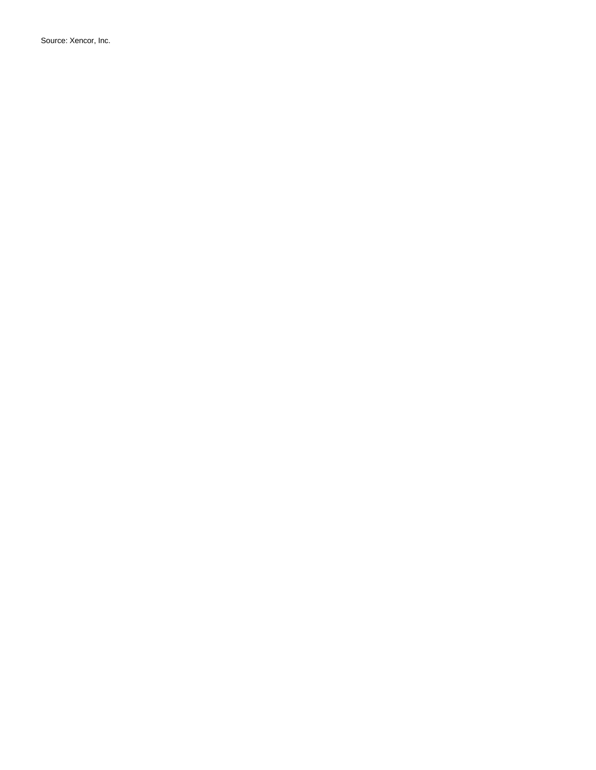Source: Xencor, Inc.